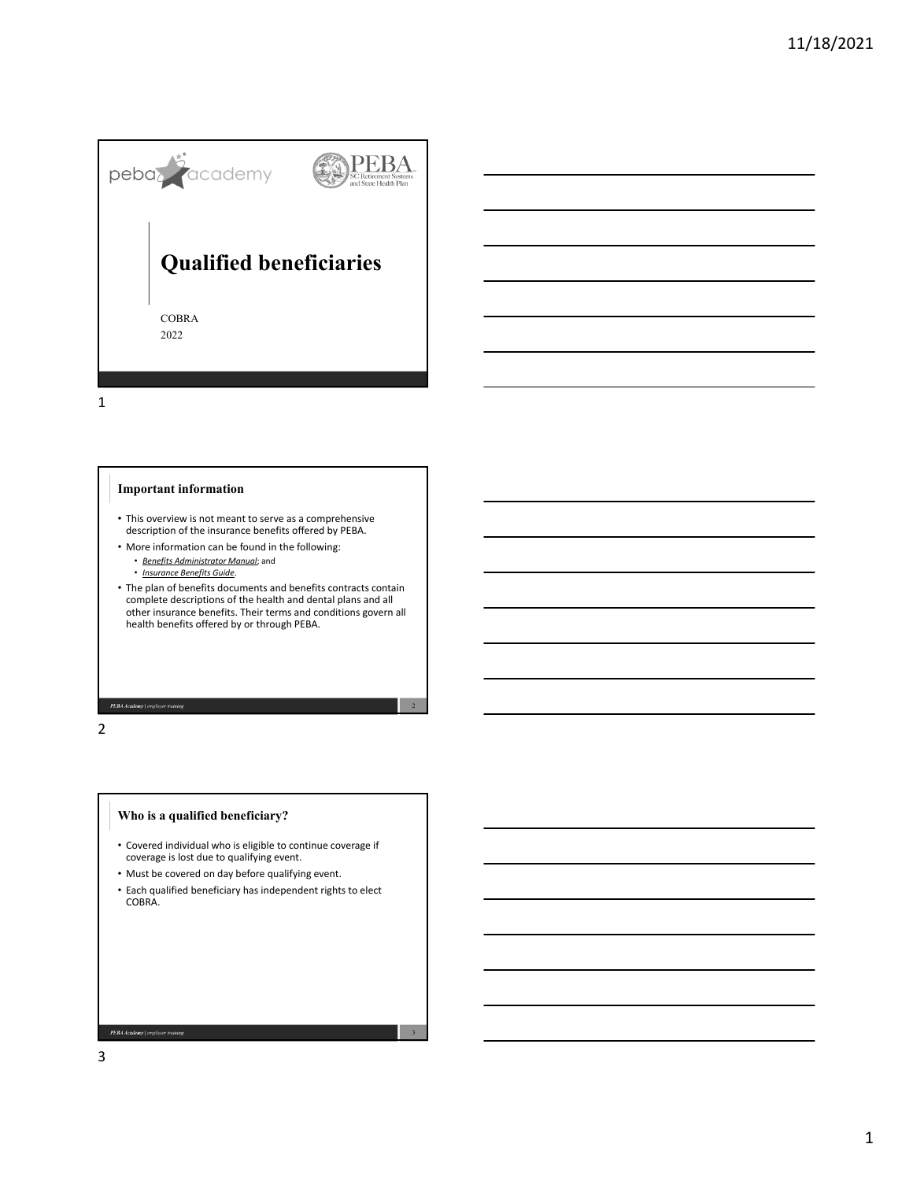# Qualified beneficiaries

COBRA

2022

## Important information

- This overview is not meant to serve as a comprehensive description of the insurance benefits offered by PEBA.
- More information can be found in the following:
  - *Benefits Administrator Manual*; and
  - *Insurance Benefits Guide*.
- The plan of benefits documents and benefits contracts contain complete descriptions of the health and dental plans and all other insurance benefits. Their terms and conditions govern all health benefits offered by or through PEBA.

## Who is a qualified beneficiary?

- Covered individual who is eligible to continue coverage if coverage is lost due to qualifying event.
- Must be covered on day before qualifying event.
- Each qualified beneficiary has independent rights to elect COBRA.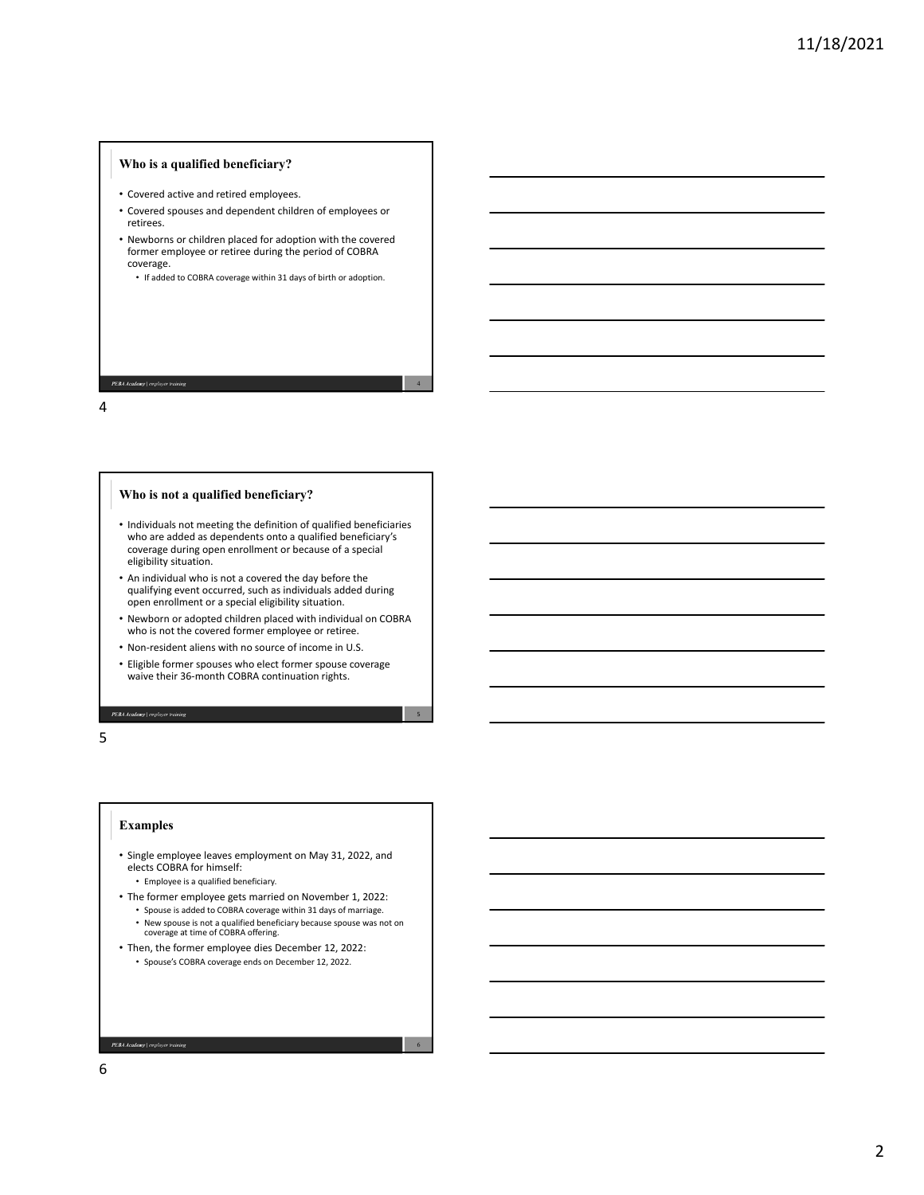## Who is a qualified beneficiary?

- Covered active and retired employees.
- Covered spouses and dependent children of employees or retirees.
- Newborns or children placed for adoption with the covered former employee or retiree during the period of COBRA coverage.
  - If added to COBRA coverage within 31 days of birth or adoption.

## Who is not a qualified beneficiary?

- Individuals not meeting the definition of qualified beneficiaries who are added as dependents onto a qualified beneficiary's coverage during open enrollment or because of a special eligibility situation.
- An individual who is not a covered the day before the qualifying event occurred, such as individuals added during open enrollment or a special eligibility situation.
- Newborn or adopted children placed with individual on COBRA who is not the covered former employee or retiree.
- Non-resident aliens with no source of income in U.S.
- Eligible former spouses who elect former spouse coverage waive their 36-month COBRA continuation rights.

## Examples

- Single employee leaves employment on May 31, 2022, and elects COBRA for himself:
  - Employee is a qualified beneficiary.
- The former employee gets married on November 1, 2022:
  - Spouse is added to COBRA coverage within 31 days of marriage.
  - New spouse is not a qualified beneficiary because spouse was not on coverage at time of COBRA offering.
- Then, the former employee dies December 12, 2022:
  - Spouse's COBRA coverage ends on December 12, 2022.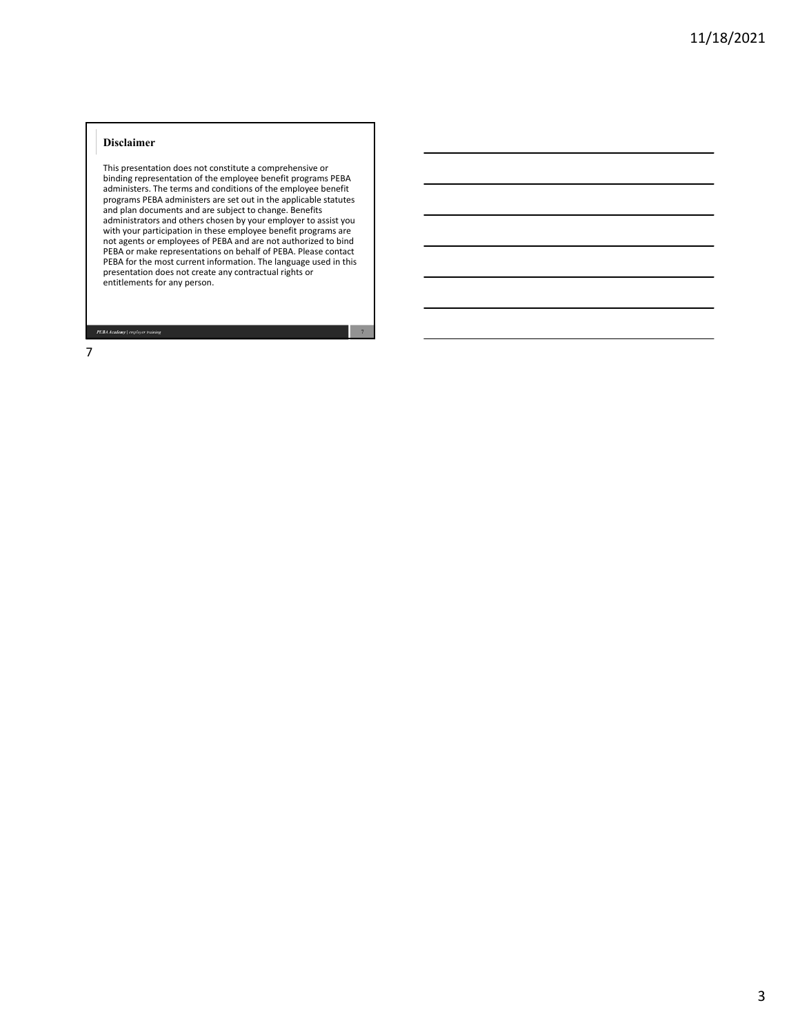## Disclaimer

This presentation does not constitute a comprehensive or binding representation of the employee benefit programs PEBA administers. The terms and conditions of the employee benefit programs PEBA administers are set out in the applicable statutes and plan documents and are subject to change. Benefits administrators and others chosen by your employer to assist you with your participation in these employee benefit programs are not agents or employees of PEBA and are not authorized to bind PEBA or make representations on behalf of PEBA. Please contact PEBA for the most current information. The language used in this presentation does not create any contractual rights or entitlements for any person.

*PEBA Academy | employer training*